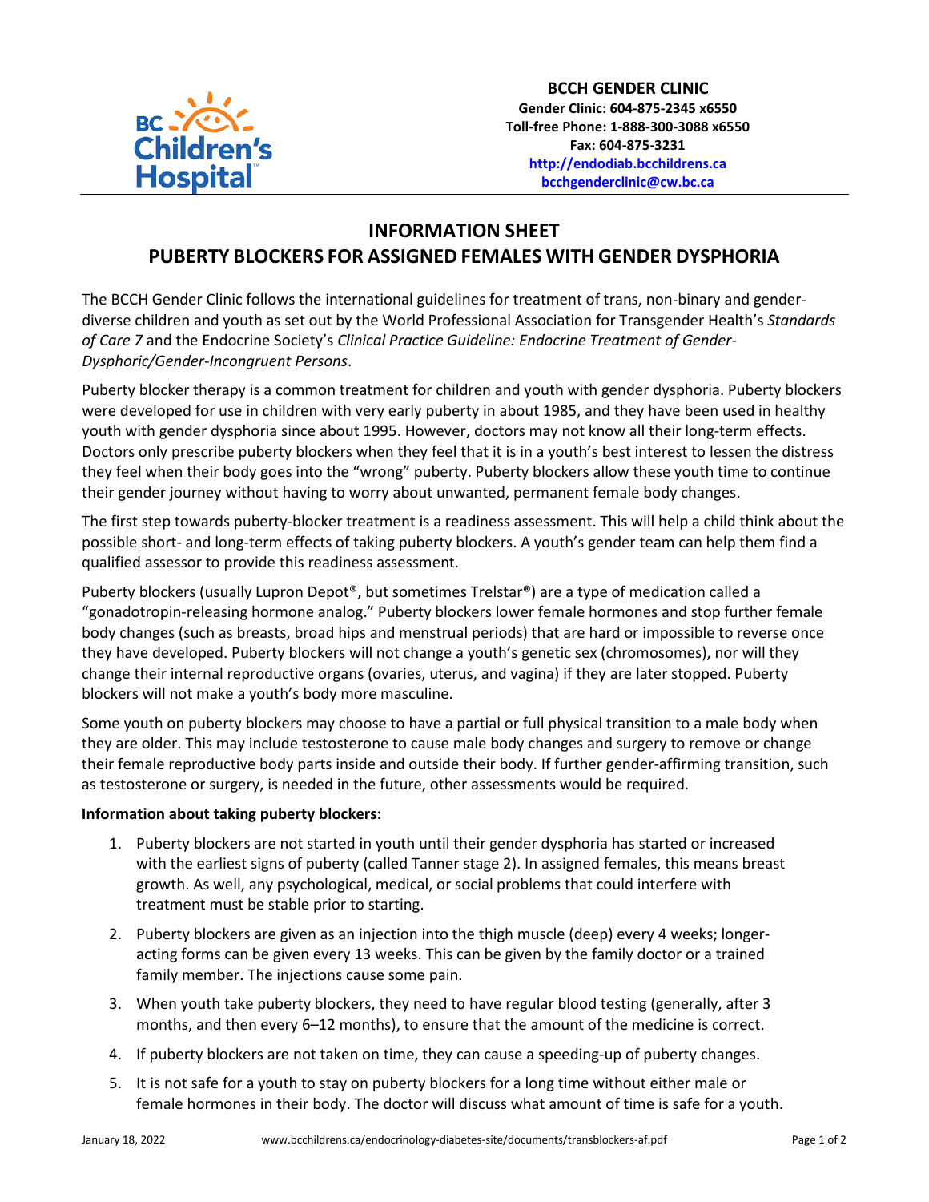**BCCH GENDER CLINIC**
**Gender Clinic: 604-875-2345 x6550**
**Toll-free Phone: 1-888-300-3088 x6550**
**Fax: 604-875-3231**
**http://endodiab.bcchildrens.ca**
**bcchgenderclinic@cw.bc.ca**

# INFORMATION SHEET
# PUBERTY BLOCKERS FOR ASSIGNED FEMALES WITH GENDER DYSPHORIA

The BCCH Gender Clinic follows the international guidelines for treatment of trans, non-binary and gender-diverse children and youth as set out by the World Professional Association for Transgender Health's *Standards of Care 7* and the Endocrine Society's *Clinical Practice Guideline: Endocrine Treatment of Gender-Dysphoric/Gender-Incongruent Persons*.

Puberty blocker therapy is a common treatment for children and youth with gender dysphoria. Puberty blockers were developed for use in children with very early puberty in about 1985, and they have been used in healthy youth with gender dysphoria since about 1995. However, doctors may not know all their long-term effects. Doctors only prescribe puberty blockers when they feel that it is in a youth's best interest to lessen the distress they feel when their body goes into the "wrong" puberty. Puberty blockers allow these youth time to continue their gender journey without having to worry about unwanted, permanent female body changes.

The first step towards puberty-blocker treatment is a readiness assessment. This will help a child think about the possible short- and long-term effects of taking puberty blockers. A youth's gender team can help them find a qualified assessor to provide this readiness assessment.

Puberty blockers (usually Lupron Depot®, but sometimes Trelstar®) are a type of medication called a "gonadotropin-releasing hormone analog." Puberty blockers lower female hormones and stop further female body changes (such as breasts, broad hips and menstrual periods) that are hard or impossible to reverse once they have developed. Puberty blockers will not change a youth's genetic sex (chromosomes), nor will they change their internal reproductive organs (ovaries, uterus, and vagina) if they are later stopped. Puberty blockers will not make a youth's body more masculine.

Some youth on puberty blockers may choose to have a partial or full physical transition to a male body when they are older. This may include testosterone to cause male body changes and surgery to remove or change their female reproductive body parts inside and outside their body. If further gender-affirming transition, such as testosterone or surgery, is needed in the future, other assessments would be required.

**Information about taking puberty blockers:**

1. Puberty blockers are not started in youth until their gender dysphoria has started or increased with the earliest signs of puberty (called Tanner stage 2). In assigned females, this means breast growth. As well, any psychological, medical, or social problems that could interfere with treatment must be stable prior to starting.
2. Puberty blockers are given as an injection into the thigh muscle (deep) every 4 weeks; longer-acting forms can be given every 13 weeks. This can be given by the family doctor or a trained family member. The injections cause some pain.
3. When youth take puberty blockers, they need to have regular blood testing (generally, after 3 months, and then every 6–12 months), to ensure that the amount of the medicine is correct.
4. If puberty blockers are not taken on time, they can cause a speeding-up of puberty changes.
5. It is not safe for a youth to stay on puberty blockers for a long time without either male or female hormones in their body. The doctor will discuss what amount of time is safe for a youth.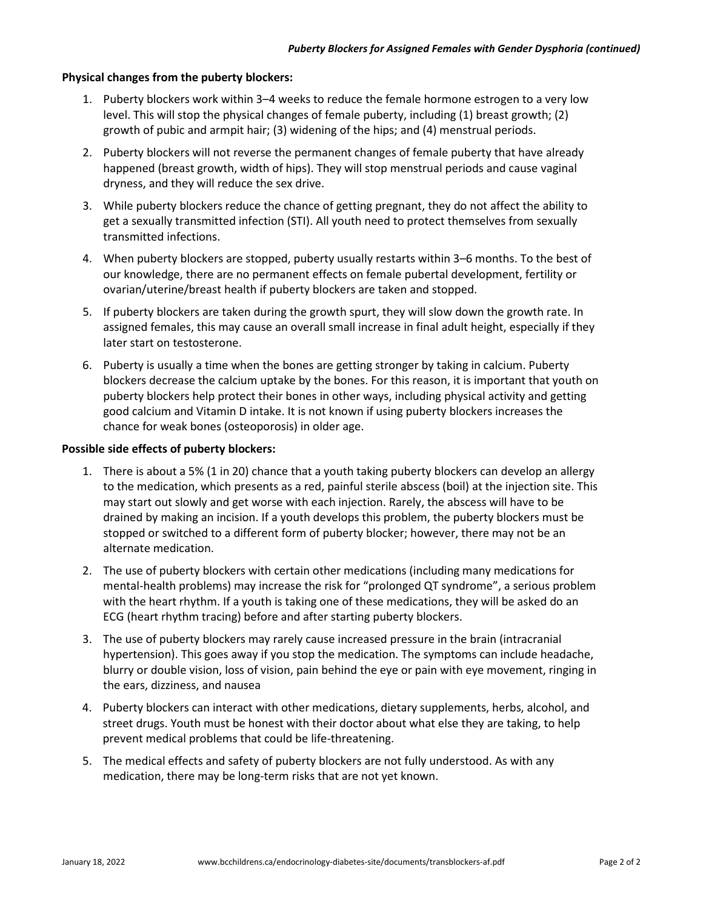**Physical changes from the puberty blockers:**

1. Puberty blockers work within 3–4 weeks to reduce the female hormone estrogen to a very low level. This will stop the physical changes of female puberty, including (1) breast growth; (2) growth of pubic and armpit hair; (3) widening of the hips; and (4) menstrual periods.
2. Puberty blockers will not reverse the permanent changes of female puberty that have already happened (breast growth, width of hips). They will stop menstrual periods and cause vaginal dryness, and they will reduce the sex drive.
3. While puberty blockers reduce the chance of getting pregnant, they do not affect the ability to get a sexually transmitted infection (STI). All youth need to protect themselves from sexually transmitted infections.
4. When puberty blockers are stopped, puberty usually restarts within 3–6 months. To the best of our knowledge, there are no permanent effects on female pubertal development, fertility or ovarian/uterine/breast health if puberty blockers are taken and stopped.
5. If puberty blockers are taken during the growth spurt, they will slow down the growth rate. In assigned females, this may cause an overall small increase in final adult height, especially if they later start on testosterone.
6. Puberty is usually a time when the bones are getting stronger by taking in calcium. Puberty blockers decrease the calcium uptake by the bones. For this reason, it is important that youth on puberty blockers help protect their bones in other ways, including physical activity and getting good calcium and Vitamin D intake. It is not known if using puberty blockers increases the chance for weak bones (osteoporosis) in older age.

**Possible side effects of puberty blockers:**

1. There is about a 5% (1 in 20) chance that a youth taking puberty blockers can develop an allergy to the medication, which presents as a red, painful sterile abscess (boil) at the injection site. This may start out slowly and get worse with each injection. Rarely, the abscess will have to be drained by making an incision. If a youth develops this problem, the puberty blockers must be stopped or switched to a different form of puberty blocker; however, there may not be an alternate medication.
2. The use of puberty blockers with certain other medications (including many medications for mental-health problems) may increase the risk for "prolonged QT syndrome", a serious problem with the heart rhythm. If a youth is taking one of these medications, they will be asked do an ECG (heart rhythm tracing) before and after starting puberty blockers.
3. The use of puberty blockers may rarely cause increased pressure in the brain (intracranial hypertension). This goes away if you stop the medication. The symptoms can include headache, blurry or double vision, loss of vision, pain behind the eye or pain with eye movement, ringing in the ears, dizziness, and nausea
4. Puberty blockers can interact with other medications, dietary supplements, herbs, alcohol, and street drugs. Youth must be honest with their doctor about what else they are taking, to help prevent medical problems that could be life-threatening.
5. The medical effects and safety of puberty blockers are not fully understood. As with any medication, there may be long-term risks that are not yet known.